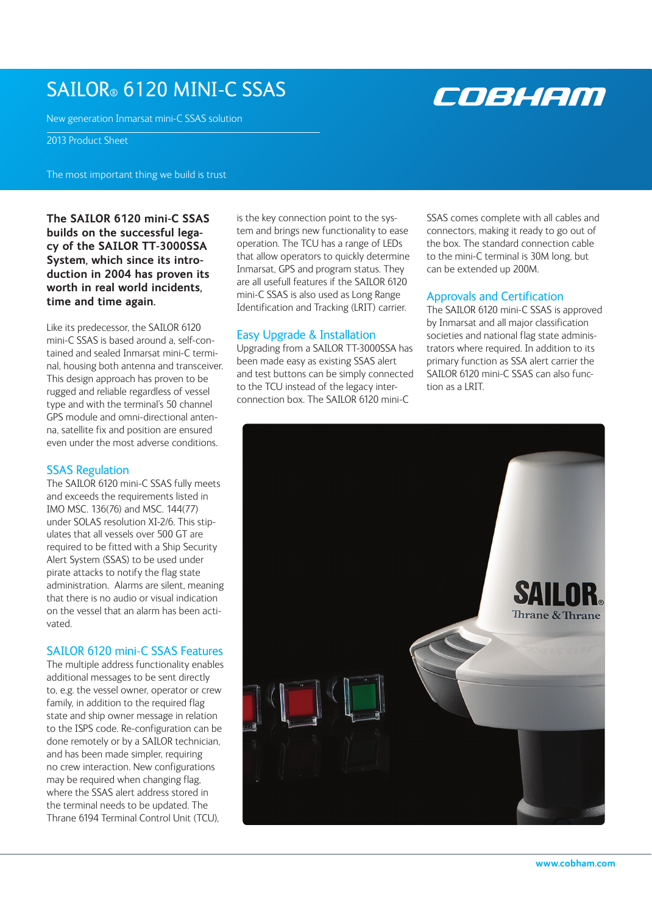# SAILOR® 6120 MINI-C SSAS

New generation Inmarsat mini-C SSAS solution

2013 Product Sheet

The most important thing we build is trust

**The SAILOR 6120 mini-C SSAS builds on the successful legacy of the SAILOR TT-3000SSA System, which since introduction in 2004 has proven its worth in real world incidents, time and time again.**

Like its predecessor, the SAILOR 6120 mini-C SSAS is based around a, self-contained and sealed Inmarsat mini-C terminal, housing both antenna and transceiver. This design approach has proven to be rugged and reliable regardless of vessel type and with the terminal's 50 channel GPS module and omni-directional antenna, satellite fix and position are ensured even under the most adverse conditions.

## SSAS Regulation

The SAILOR 6120 mini-C SSAS fully meets and exceeds the requirements listed in IMO MSC. 136(76) and MSC. 144(77) under SOLAS resolution XI-2/6. This stipulates that all vessels over 500 GT are required to be fitted with a Ship Security Alert System (SSAS) to be used under pirate attacks to notify the flag state administration. Alarms are silent, meaning that there is no audio or visual indication on the vessel that an alarm has been activated.

## SAILOR 6120 mini-C SSAS Features

The multiple address functionality enables additional messages to be sent directly to, e.g. the vessel owner, operator or crew family, in addition to the required flag state and ship owner message in relation to the ISPS code. Re-configuration can be done remotely or by a SAILOR technician, and has been made simpler, requiring no crew interaction. New configurations may be required when changing flag, where the SSAS alert address stored in the terminal needs to be updated. The Thrane 6194 Terminal Control Unit (TCU), is the key connection point to the system and brings new functionality to ease operation. The TCU has a range of LEDs that allow operators to quickly determine Inmarsat, GPS and program status. They are all usefull features if the SAILOR 6120 mini-C SSAS is also used as Long Range Identification and Tracking (LRIT) carrier.

## Easy Upgrade & Installation

Upgrading from a SAILOR TT-3000SSA has been made easy as existing SSAS alert and test buttons can be simply connected to the TCU instead of the legacy interconnection box. The SAILOR 6120 mini-C SSAS comes complete with all cables and connectors, making it ready to go out of the box. The standard connection cable to the mini-C terminal is 30M long, but can be extended up 200M.

## Approvals and Certification

The SAILOR 6120 mini-C SSAS is approved by Inmarsat and all major classification societies and national flag state administrators where required. In addition to its primary function as SSA alert carrier the SAILOR 6120 mini-C SSAS can also function as a LRIT.

www.cobham.com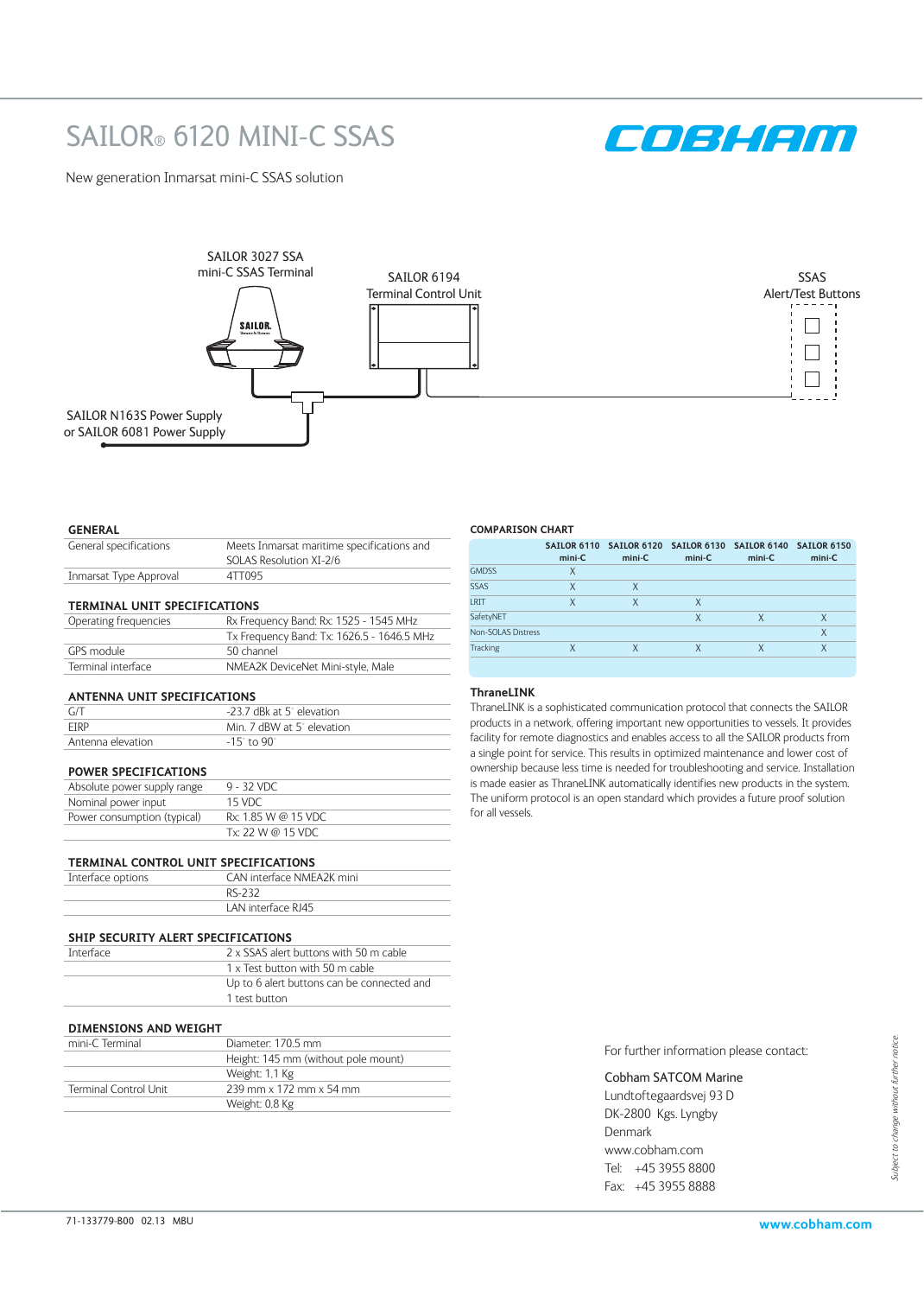# SAILOR® 6120 MINI-C SSAS

New generation Inmarsat mini-C SSAS solution

SAILOR 3027 SSA
mini-C SSAS Terminal

SAILOR 6194
Terminal Control Unit

SSAS
Alert/Test Buttons

SAILOR N163S Power Supply
or SAILOR 6081 Power Supply

## GENERAL

| | |
|---|---|
| General specifications | Meets Inmarsat maritime specifications and SOLAS Resolution XI-2/6 |
| Inmarsat Type Approval | 4TT095 |

## TERMINAL UNIT SPECIFICATIONS

| | |
|---|---|
| Operating frequencies | Rx Frequency Band: Rx: 1525 - 1545 MHz |
| | Tx Frequency Band: Tx: 1626.5 - 1646.5 MHz |
| GPS module | 50 channel |
| Terminal interface | NMEA2K DeviceNet Mini-style, Male |

## ANTENNA UNIT SPECIFICATIONS

| | |
|---|---|
| G/T | -23.7 dBk at 5° elevation |
| EIRP | Min. 7 dBW at 5° elevation |
| Antenna elevation | -15° to 90° |

## POWER SPECIFICATIONS

| | |
|---|---|
| Absolute power supply range | 9 - 32 VDC |
| Nominal power input | 15 VDC |
| Power consumption (typical) | Rx: 1.85 W @ 15 VDC |
| | Tx: 22 W @ 15 VDC |

## TERMINAL CONTROL UNIT SPECIFICATIONS

| | |
|---|---|
| Interface options | CAN interface NMEA2K mini |
| | RS-232 |
| | LAN interface RJ45 |

## SHIP SECURITY ALERT SPECIFICATIONS

| | |
|---|---|
| Interface | 2 x SSAS alert buttons with 50 m cable |
| | 1 x Test button with 50 m cable |
| | Up to 6 alert buttons can be connected and 1 test button |

## DIMENSIONS AND WEIGHT

| | |
|---|---|
| mini-C Terminal | Diameter: 170.5 mm |
| | Height: 145 mm (without pole mount) |
| | Weight: 1,1 Kg |
| Terminal Control Unit | 239 mm x 172 mm x 54 mm |
| | Weight: 0,8 Kg |

## COMPARISON CHART

| | SAILOR 6110 mini-C | SAILOR 6120 mini-C | SAILOR 6130 mini-C | SAILOR 6140 mini-C | SAILOR 6150 mini-C |
|---|---|---|---|---|---|
| GMDSS | X | | | | |
| SSAS | X | X | | | |
| LRIT | X | X | X | | |
| SafetyNET | | | X | X | X |
| Non-SOLAS Distress | | | | | X |
| Tracking | X | X | X | X | X |

## ThraneLINK

ThraneLINK is a sophisticated communication protocol that connects the SAILOR products in a network, offering important new opportunities to vessels. It provides facility for remote diagnostics and enables access to all the SAILOR products from a single point for service. This results in optimized maintenance and lower cost of ownership because less time is needed for troubleshooting and service. Installation is made easier as ThraneLINK automatically identifies new products in the system. The uniform protocol is an open standard which provides a future proof solution for all vessels.

For further information please contact:

Cobham SATCOM Marine
Lundtoftegaardsvej 93 D
DK-2800 Kgs. Lyngby
Denmark
www.cobham.com
Tel: +45 3955 8800
Fax: +45 3955 8888

*Subject to change without further notice.*

71-133779-B00 02.13 MBU

www.cobham.com